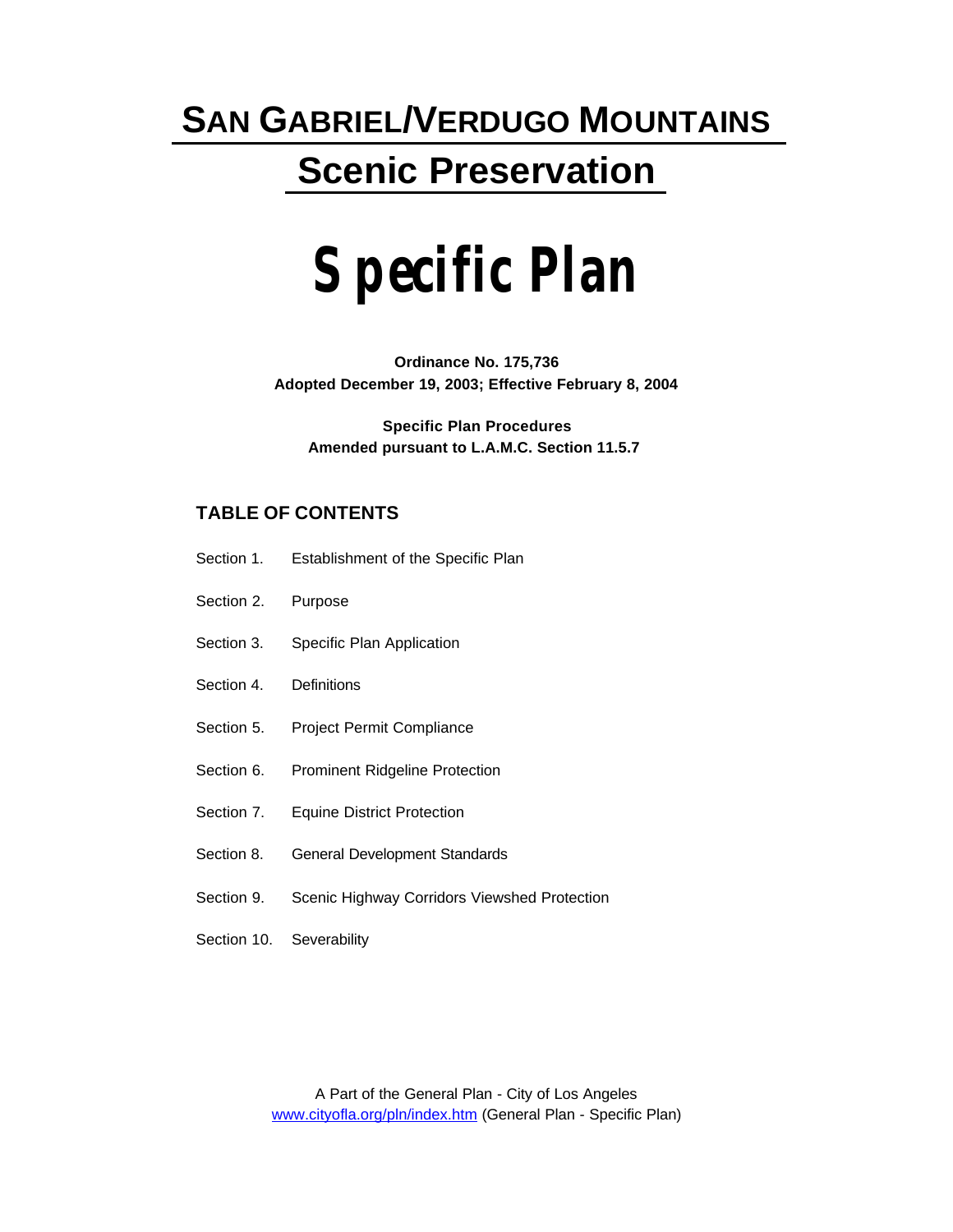# SAN GABRIEL/VERDUGO MOUNTAINS

## Scenic Preservation

# Specific Plan

**Ordinance No. 175,736**
**Adopted December 19, 2003; Effective February 8, 2004**

**Specific Plan Procedures**
**Amended pursuant to L.A.M.C. Section 11.5.7**

### TABLE OF CONTENTS

Section 1. Establishment of the Specific Plan

Section 2. Purpose

Section 3. Specific Plan Application

Section 4. Definitions

Section 5. Project Permit Compliance

Section 6. Prominent Ridgeline Protection

Section 7. Equine District Protection

Section 8. General Development Standards

Section 9. Scenic Highway Corridors Viewshed Protection

Section 10. Severability

A Part of the General Plan - City of Los Angeles
www.cityofla.org/pln/index.htm (General Plan - Specific Plan)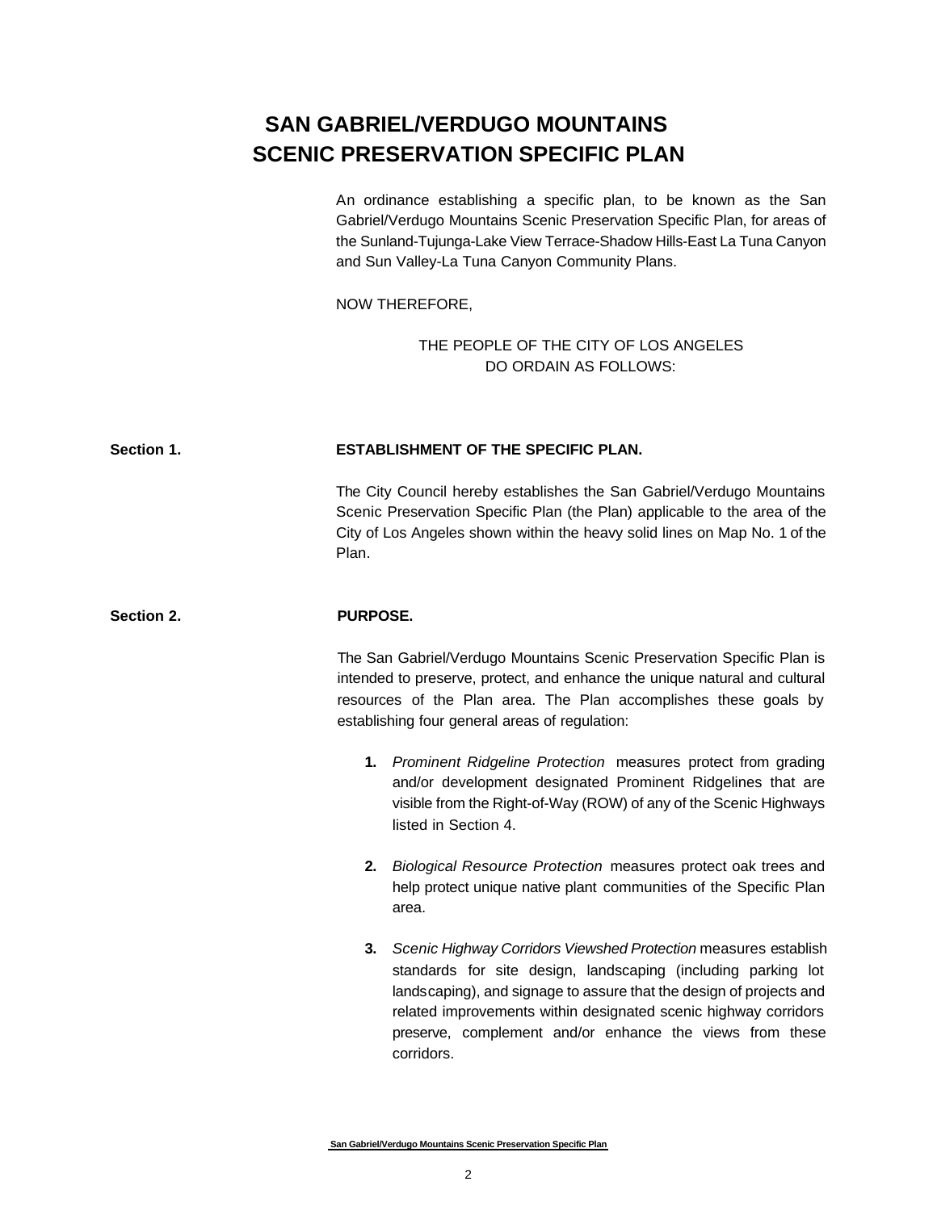# SAN GABRIEL/VERDUGO MOUNTAINS SCENIC PRESERVATION SPECIFIC PLAN

An ordinance establishing a specific plan, to be known as the San Gabriel/Verdugo Mountains Scenic Preservation Specific Plan, for areas of the Sunland-Tujunga-Lake View Terrace-Shadow Hills-East La Tuna Canyon and Sun Valley-La Tuna Canyon Community Plans.

NOW THEREFORE,

THE PEOPLE OF THE CITY OF LOS ANGELES
DO ORDAIN AS FOLLOWS:

**Section 1. ESTABLISHMENT OF THE SPECIFIC PLAN.**

The City Council hereby establishes the San Gabriel/Verdugo Mountains Scenic Preservation Specific Plan (the Plan) applicable to the area of the City of Los Angeles shown within the heavy solid lines on Map No. 1 of the Plan.

**Section 2. PURPOSE.**

The San Gabriel/Verdugo Mountains Scenic Preservation Specific Plan is intended to preserve, protect, and enhance the unique natural and cultural resources of the Plan area. The Plan accomplishes these goals by establishing four general areas of regulation:

1. *Prominent Ridgeline Protection* measures protect from grading and/or development designated Prominent Ridgelines that are visible from the Right-of-Way (ROW) of any of the Scenic Highways listed in Section 4.

2. *Biological Resource Protection* measures protect oak trees and help protect unique native plant communities of the Specific Plan area.

3. *Scenic Highway Corridors Viewshed Protection* measures establish standards for site design, landscaping (including parking lot landscaping), and signage to assure that the design of projects and related improvements within designated scenic highway corridors preserve, complement and/or enhance the views from these corridors.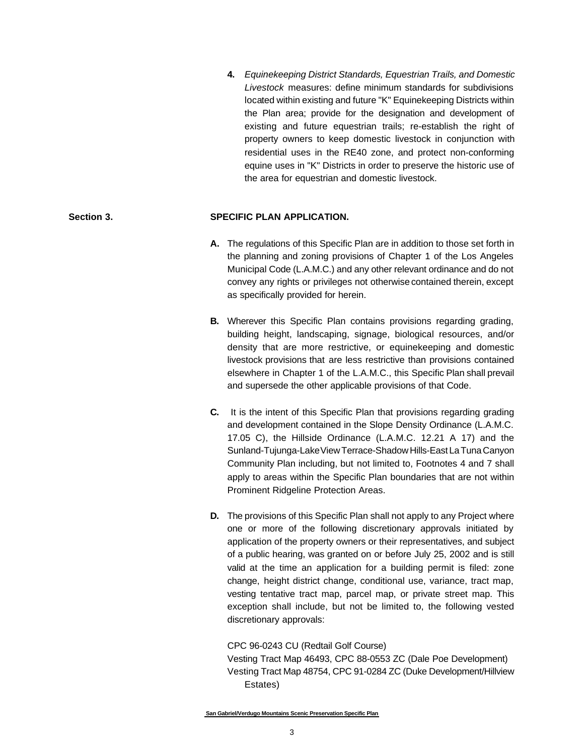**4.** *Equinekeeping District Standards, Equestrian Trails, and Domestic Livestock* measures: define minimum standards for subdivisions located within existing and future "K" Equinekeeping Districts within the Plan area; provide for the designation and development of existing and future equestrian trails; re-establish the right of property owners to keep domestic livestock in conjunction with residential uses in the RE40 zone, and protect non-conforming equine uses in "K" Districts in order to preserve the historic use of the area for equestrian and domestic livestock.

## Section 3. SPECIFIC PLAN APPLICATION.

**A.** The regulations of this Specific Plan are in addition to those set forth in the planning and zoning provisions of Chapter 1 of the Los Angeles Municipal Code (L.A.M.C.) and any other relevant ordinance and do not convey any rights or privileges not otherwise contained therein, except as specifically provided for herein.

**B.** Wherever this Specific Plan contains provisions regarding grading, building height, landscaping, signage, biological resources, and/or density that are more restrictive, or equinekeeping and domestic livestock provisions that are less restrictive than provisions contained elsewhere in Chapter 1 of the L.A.M.C., this Specific Plan shall prevail and supersede the other applicable provisions of that Code.

**C.** It is the intent of this Specific Plan that provisions regarding grading and development contained in the Slope Density Ordinance (L.A.M.C. 17.05 C), the Hillside Ordinance (L.A.M.C. 12.21 A 17) and the Sunland-Tujunga-Lake View Terrace-Shadow Hills-East La Tuna Canyon Community Plan including, but not limited to, Footnotes 4 and 7 shall apply to areas within the Specific Plan boundaries that are not within Prominent Ridgeline Protection Areas.

**D.** The provisions of this Specific Plan shall not apply to any Project where one or more of the following discretionary approvals initiated by application of the property owners or their representatives, and subject of a public hearing, was granted on or before July 25, 2002 and is still valid at the time an application for a building permit is filed: zone change, height district change, conditional use, variance, tract map, vesting tentative tract map, parcel map, or private street map. This exception shall include, but not be limited to, the following vested discretionary approvals:

CPC 96-0243 CU (Redtail Golf Course)
Vesting Tract Map 46493, CPC 88-0553 ZC (Dale Poe Development)
Vesting Tract Map 48754, CPC 91-0284 ZC (Duke Development/Hillview Estates)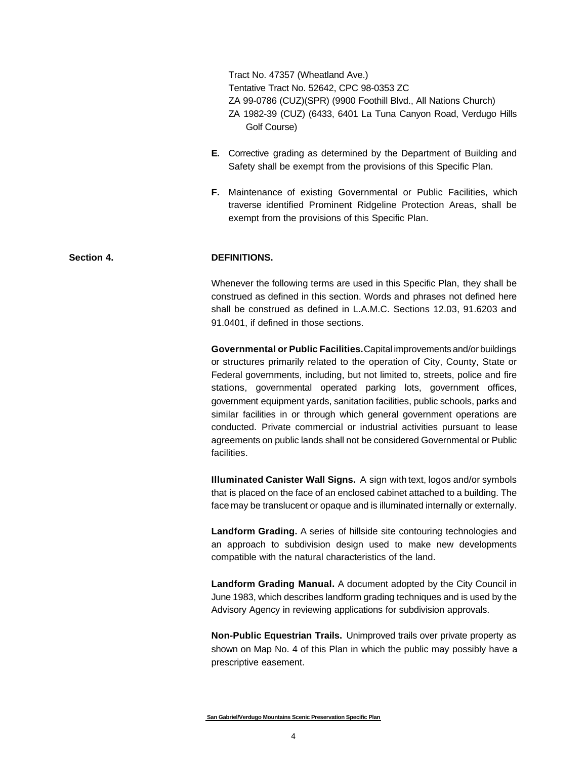Tract No. 47357 (Wheatland Ave.)
Tentative Tract No. 52642, CPC 98-0353 ZC
ZA 99-0786 (CUZ)(SPR) (9900 Foothill Blvd., All Nations Church)
ZA 1982-39 (CUZ) (6433, 6401 La Tuna Canyon Road, Verdugo Hills Golf Course)

**E.** Corrective grading as determined by the Department of Building and Safety shall be exempt from the provisions of this Specific Plan.

**F.** Maintenance of existing Governmental or Public Facilities, which traverse identified Prominent Ridgeline Protection Areas, shall be exempt from the provisions of this Specific Plan.

## Section 4. DEFINITIONS.

Whenever the following terms are used in this Specific Plan, they shall be construed as defined in this section. Words and phrases not defined here shall be construed as defined in L.A.M.C. Sections 12.03, 91.6203 and 91.0401, if defined in those sections.

**Governmental or Public Facilities.** Capital improvements and/or buildings or structures primarily related to the operation of City, County, State or Federal governments, including, but not limited to, streets, police and fire stations, governmental operated parking lots, government offices, government equipment yards, sanitation facilities, public schools, parks and similar facilities in or through which general government operations are conducted. Private commercial or industrial activities pursuant to lease agreements on public lands shall not be considered Governmental or Public facilities.

**Illuminated Canister Wall Signs.** A sign with text, logos and/or symbols that is placed on the face of an enclosed cabinet attached to a building. The face may be translucent or opaque and is illuminated internally or externally.

**Landform Grading.** A series of hillside site contouring technologies and an approach to subdivision design used to make new developments compatible with the natural characteristics of the land.

**Landform Grading Manual.** A document adopted by the City Council in June 1983, which describes landform grading techniques and is used by the Advisory Agency in reviewing applications for subdivision approvals.

**Non-Public Equestrian Trails.** Unimproved trails over private property as shown on Map No. 4 of this Plan in which the public may possibly have a prescriptive easement.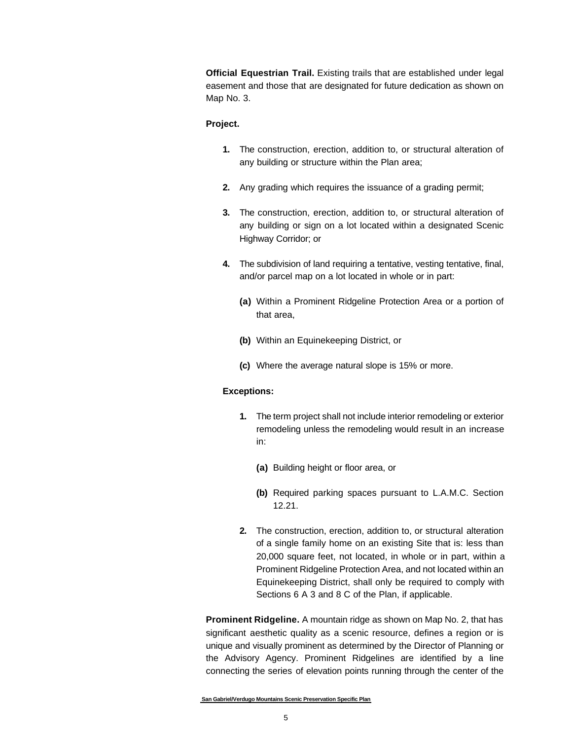**Official Equestrian Trail.** Existing trails that are established under legal easement and those that are designated for future dedication as shown on Map No. 3.

**Project.**

1. The construction, erection, addition to, or structural alteration of any building or structure within the Plan area;

2. Any grading which requires the issuance of a grading permit;

3. The construction, erection, addition to, or structural alteration of any building or sign on a lot located within a designated Scenic Highway Corridor; or

4. The subdivision of land requiring a tentative, vesting tentative, final, and/or parcel map on a lot located in whole or in part:

   **(a)** Within a Prominent Ridgeline Protection Area or a portion of that area,

   **(b)** Within an Equinekeeping District, or

   **(c)** Where the average natural slope is 15% or more.

**Exceptions:**

1. The term project shall not include interior remodeling or exterior remodeling unless the remodeling would result in an increase in:

   **(a)** Building height or floor area, or

   **(b)** Required parking spaces pursuant to L.A.M.C. Section 12.21.

2. The construction, erection, addition to, or structural alteration of a single family home on an existing Site that is: less than 20,000 square feet, not located, in whole or in part, within a Prominent Ridgeline Protection Area, and not located within an Equinekeeping District, shall only be required to comply with Sections 6 A 3 and 8 C of the Plan, if applicable.

**Prominent Ridgeline.** A mountain ridge as shown on Map No. 2, that has significant aesthetic quality as a scenic resource, defines a region or is unique and visually prominent as determined by the Director of Planning or the Advisory Agency. Prominent Ridgelines are identified by a line connecting the series of elevation points running through the center of the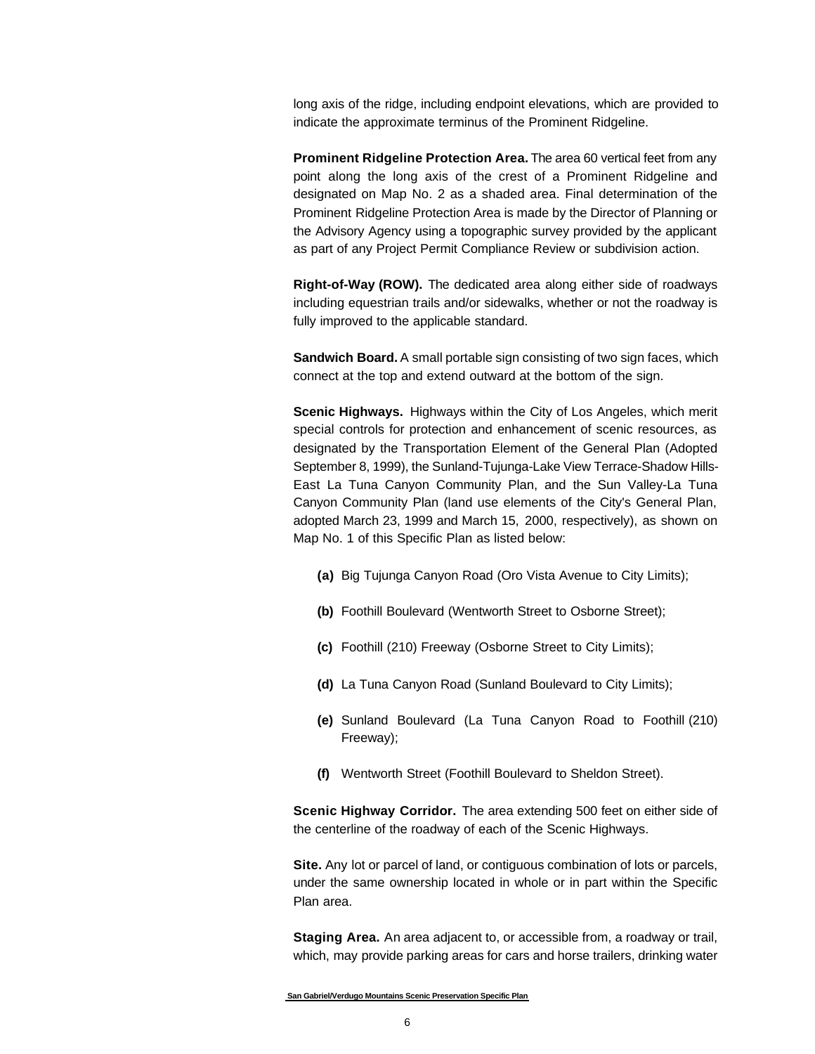long axis of the ridge, including endpoint elevations, which are provided to indicate the approximate terminus of the Prominent Ridgeline.

**Prominent Ridgeline Protection Area.** The area 60 vertical feet from any point along the long axis of the crest of a Prominent Ridgeline and designated on Map No. 2 as a shaded area. Final determination of the Prominent Ridgeline Protection Area is made by the Director of Planning or the Advisory Agency using a topographic survey provided by the applicant as part of any Project Permit Compliance Review or subdivision action.

**Right-of-Way (ROW).** The dedicated area along either side of roadways including equestrian trails and/or sidewalks, whether or not the roadway is fully improved to the applicable standard.

**Sandwich Board.** A small portable sign consisting of two sign faces, which connect at the top and extend outward at the bottom of the sign.

**Scenic Highways.** Highways within the City of Los Angeles, which merit special controls for protection and enhancement of scenic resources, as designated by the Transportation Element of the General Plan (Adopted September 8, 1999), the Sunland-Tujunga-Lake View Terrace-Shadow Hills-East La Tuna Canyon Community Plan, and the Sun Valley-La Tuna Canyon Community Plan (land use elements of the City's General Plan, adopted March 23, 1999 and March 15, 2000, respectively), as shown on Map No. 1 of this Specific Plan as listed below:

- **(a)** Big Tujunga Canyon Road (Oro Vista Avenue to City Limits);
- **(b)** Foothill Boulevard (Wentworth Street to Osborne Street);
- **(c)** Foothill (210) Freeway (Osborne Street to City Limits);
- **(d)** La Tuna Canyon Road (Sunland Boulevard to City Limits);
- **(e)** Sunland Boulevard (La Tuna Canyon Road to Foothill (210) Freeway);
- **(f)** Wentworth Street (Foothill Boulevard to Sheldon Street).

**Scenic Highway Corridor.** The area extending 500 feet on either side of the centerline of the roadway of each of the Scenic Highways.

**Site.** Any lot or parcel of land, or contiguous combination of lots or parcels, under the same ownership located in whole or in part within the Specific Plan area.

**Staging Area.** An area adjacent to, or accessible from, a roadway or trail, which, may provide parking areas for cars and horse trailers, drinking water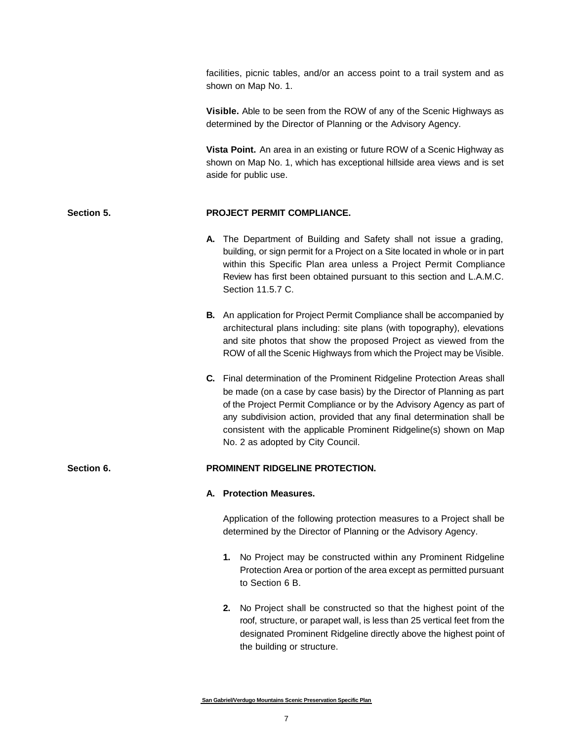facilities, picnic tables, and/or an access point to a trail system and as shown on Map No. 1.

**Visible.** Able to be seen from the ROW of any of the Scenic Highways as determined by the Director of Planning or the Advisory Agency.

**Vista Point.** An area in an existing or future ROW of a Scenic Highway as shown on Map No. 1, which has exceptional hillside area views and is set aside for public use.

## Section 5. PROJECT PERMIT COMPLIANCE.

**A.** The Department of Building and Safety shall not issue a grading, building, or sign permit for a Project on a Site located in whole or in part within this Specific Plan area unless a Project Permit Compliance Review has first been obtained pursuant to this section and L.A.M.C. Section 11.5.7 C.

**B.** An application for Project Permit Compliance shall be accompanied by architectural plans including: site plans (with topography), elevations and site photos that show the proposed Project as viewed from the ROW of all the Scenic Highways from which the Project may be Visible.

**C.** Final determination of the Prominent Ridgeline Protection Areas shall be made (on a case by case basis) by the Director of Planning as part of the Project Permit Compliance or by the Advisory Agency as part of any subdivision action, provided that any final determination shall be consistent with the applicable Prominent Ridgeline(s) shown on Map No. 2 as adopted by City Council.

## Section 6. PROMINENT RIDGELINE PROTECTION.

**A. Protection Measures.**

Application of the following protection measures to a Project shall be determined by the Director of Planning or the Advisory Agency.

1. No Project may be constructed within any Prominent Ridgeline Protection Area or portion of the area except as permitted pursuant to Section 6 B.

2. No Project shall be constructed so that the highest point of the roof, structure, or parapet wall, is less than 25 vertical feet from the designated Prominent Ridgeline directly above the highest point of the building or structure.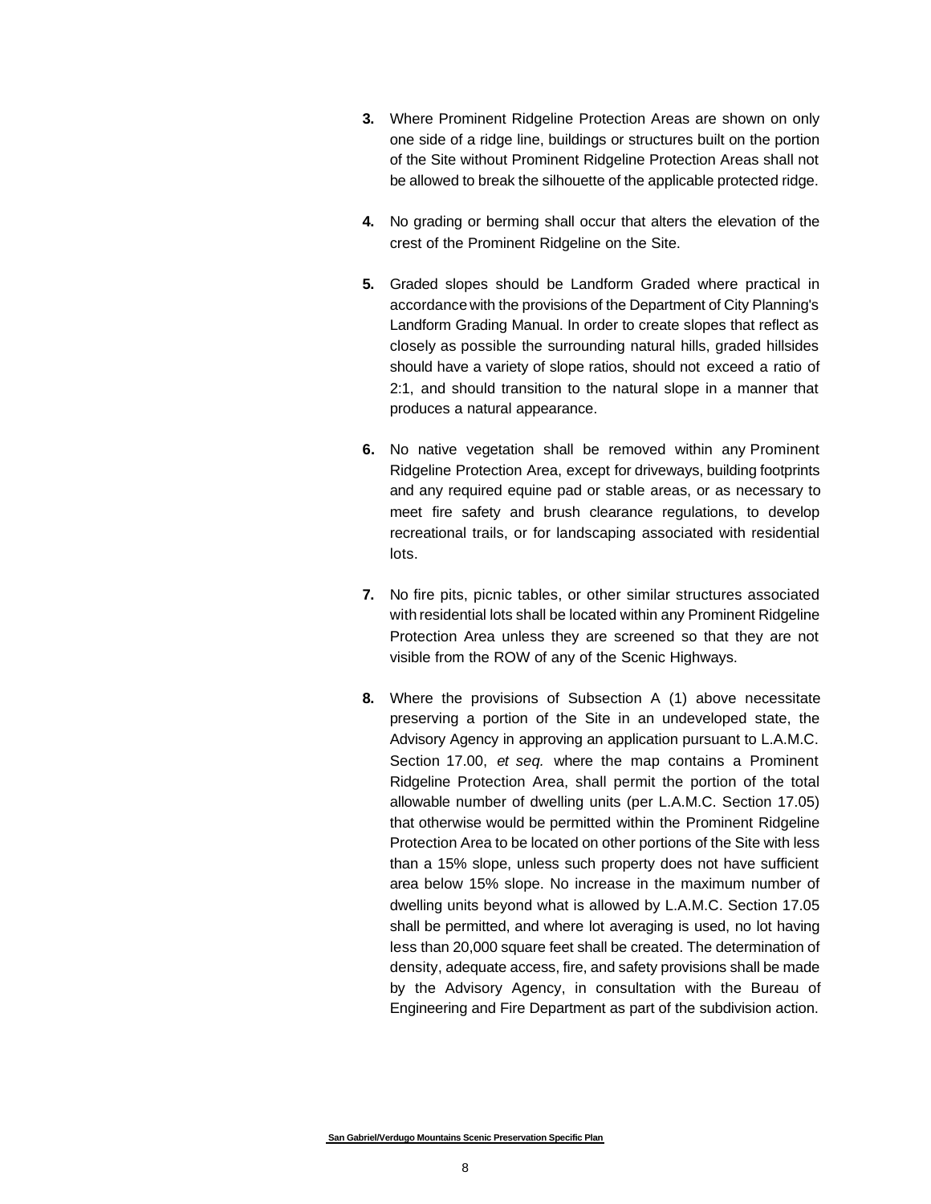3. Where Prominent Ridgeline Protection Areas are shown on only one side of a ridge line, buildings or structures built on the portion of the Site without Prominent Ridgeline Protection Areas shall not be allowed to break the silhouette of the applicable protected ridge.

4. No grading or berming shall occur that alters the elevation of the crest of the Prominent Ridgeline on the Site.

5. Graded slopes should be Landform Graded where practical in accordance with the provisions of the Department of City Planning's Landform Grading Manual. In order to create slopes that reflect as closely as possible the surrounding natural hills, graded hillsides should have a variety of slope ratios, should not exceed a ratio of 2:1, and should transition to the natural slope in a manner that produces a natural appearance.

6. No native vegetation shall be removed within any Prominent Ridgeline Protection Area, except for driveways, building footprints and any required equine pad or stable areas, or as necessary to meet fire safety and brush clearance regulations, to develop recreational trails, or for landscaping associated with residential lots.

7. No fire pits, picnic tables, or other similar structures associated with residential lots shall be located within any Prominent Ridgeline Protection Area unless they are screened so that they are not visible from the ROW of any of the Scenic Highways.

8. Where the provisions of Subsection A (1) above necessitate preserving a portion of the Site in an undeveloped state, the Advisory Agency in approving an application pursuant to L.A.M.C. Section 17.00, *et seq.* where the map contains a Prominent Ridgeline Protection Area, shall permit the portion of the total allowable number of dwelling units (per L.A.M.C. Section 17.05) that otherwise would be permitted within the Prominent Ridgeline Protection Area to be located on other portions of the Site with less than a 15% slope, unless such property does not have sufficient area below 15% slope. No increase in the maximum number of dwelling units beyond what is allowed by L.A.M.C. Section 17.05 shall be permitted, and where lot averaging is used, no lot having less than 20,000 square feet shall be created. The determination of density, adequate access, fire, and safety provisions shall be made by the Advisory Agency, in consultation with the Bureau of Engineering and Fire Department as part of the subdivision action.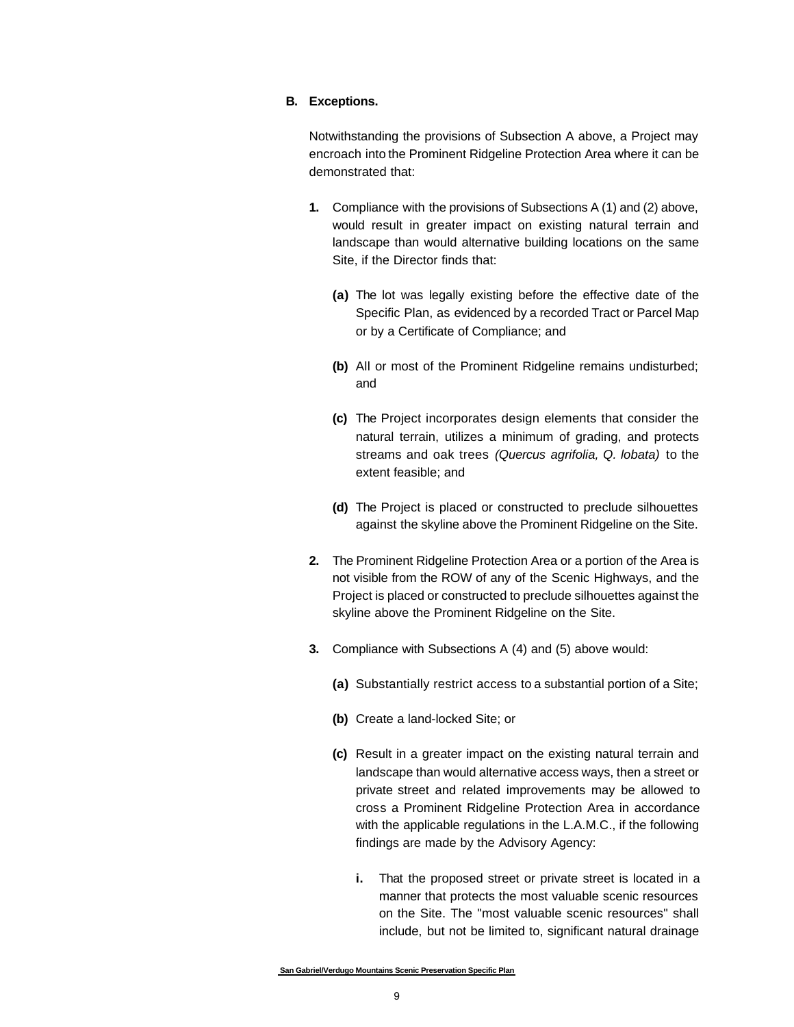**B. Exceptions.**

Notwithstanding the provisions of Subsection A above, a Project may encroach into the Prominent Ridgeline Protection Area where it can be demonstrated that:

**1.** Compliance with the provisions of Subsections A (1) and (2) above, would result in greater impact on existing natural terrain and landscape than would alternative building locations on the same Site, if the Director finds that:

**(a)** The lot was legally existing before the effective date of the Specific Plan, as evidenced by a recorded Tract or Parcel Map or by a Certificate of Compliance; and

**(b)** All or most of the Prominent Ridgeline remains undisturbed; and

**(c)** The Project incorporates design elements that consider the natural terrain, utilizes a minimum of grading, and protects streams and oak trees *(Quercus agrifolia, Q. lobata)* to the extent feasible; and

**(d)** The Project is placed or constructed to preclude silhouettes against the skyline above the Prominent Ridgeline on the Site.

**2.** The Prominent Ridgeline Protection Area or a portion of the Area is not visible from the ROW of any of the Scenic Highways, and the Project is placed or constructed to preclude silhouettes against the skyline above the Prominent Ridgeline on the Site.

**3.** Compliance with Subsections A (4) and (5) above would:

**(a)** Substantially restrict access to a substantial portion of a Site;

**(b)** Create a land-locked Site; or

**(c)** Result in a greater impact on the existing natural terrain and landscape than would alternative access ways, then a street or private street and related improvements may be allowed to cross a Prominent Ridgeline Protection Area in accordance with the applicable regulations in the L.A.M.C., if the following findings are made by the Advisory Agency:

**i.** That the proposed street or private street is located in a manner that protects the most valuable scenic resources on the Site. The "most valuable scenic resources" shall include, but not be limited to, significant natural drainage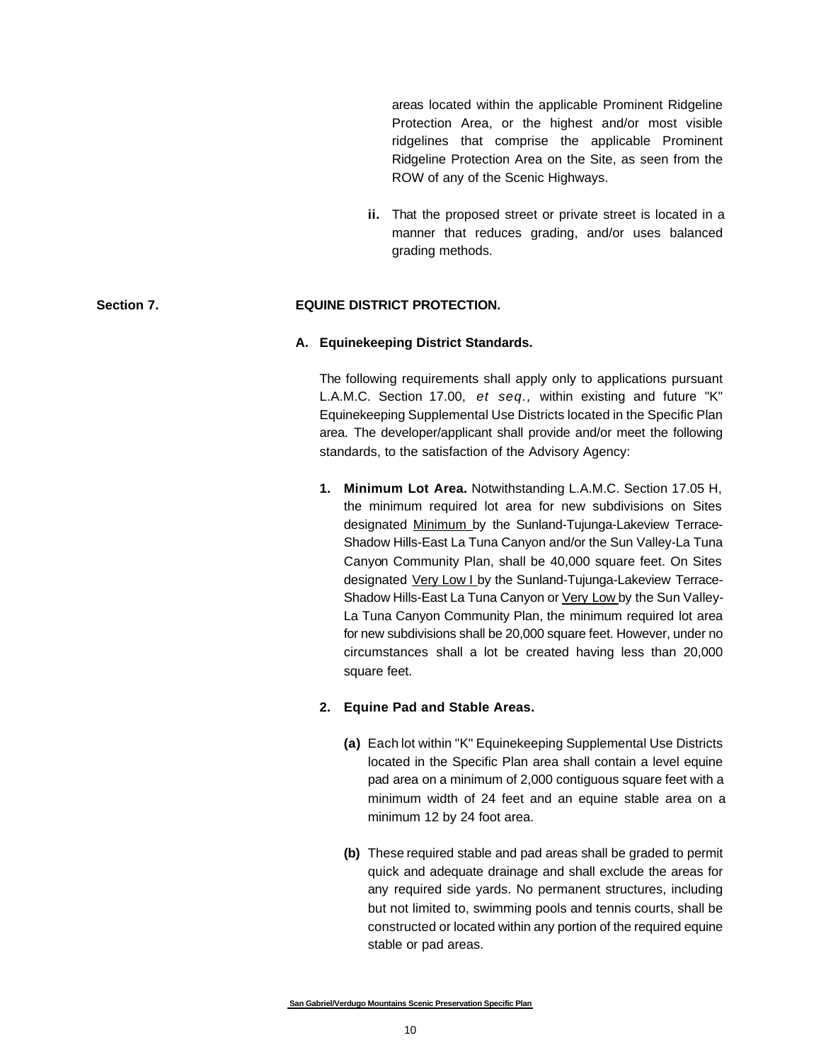areas located within the applicable Prominent Ridgeline Protection Area, or the highest and/or most visible ridgelines that comprise the applicable Prominent Ridgeline Protection Area on the Site, as seen from the ROW of any of the Scenic Highways.

**ii.** That the proposed street or private street is located in a manner that reduces grading, and/or uses balanced grading methods.

## Section 7. EQUINE DISTRICT PROTECTION.

### A. Equinekeeping District Standards.

The following requirements shall apply only to applications pursuant L.A.M.C. Section 17.00, *et seq.,* within existing and future "K" Equinekeeping Supplemental Use Districts located in the Specific Plan area. The developer/applicant shall provide and/or meet the following standards, to the satisfaction of the Advisory Agency:

1. **Minimum Lot Area.** Notwithstanding L.A.M.C. Section 17.05 H, the minimum required lot area for new subdivisions on Sites designated <u>Minimum</u> by the Sunland-Tujunga-Lakeview Terrace-Shadow Hills-East La Tuna Canyon and/or the Sun Valley-La Tuna Canyon Community Plan, shall be 40,000 square feet. On Sites designated <u>Very Low I</u> by the Sunland-Tujunga-Lakeview Terrace-Shadow Hills-East La Tuna Canyon or <u>Very Low</u> by the Sun Valley-La Tuna Canyon Community Plan, the minimum required lot area for new subdivisions shall be 20,000 square feet. However, under no circumstances shall a lot be created having less than 20,000 square feet.

2. **Equine Pad and Stable Areas.**

   **(a)** Each lot within "K" Equinekeeping Supplemental Use Districts located in the Specific Plan area shall contain a level equine pad area on a minimum of 2,000 contiguous square feet with a minimum width of 24 feet and an equine stable area on a minimum 12 by 24 foot area.

   **(b)** These required stable and pad areas shall be graded to permit quick and adequate drainage and shall exclude the areas for any required side yards. No permanent structures, including but not limited to, swimming pools and tennis courts, shall be constructed or located within any portion of the required equine stable or pad areas.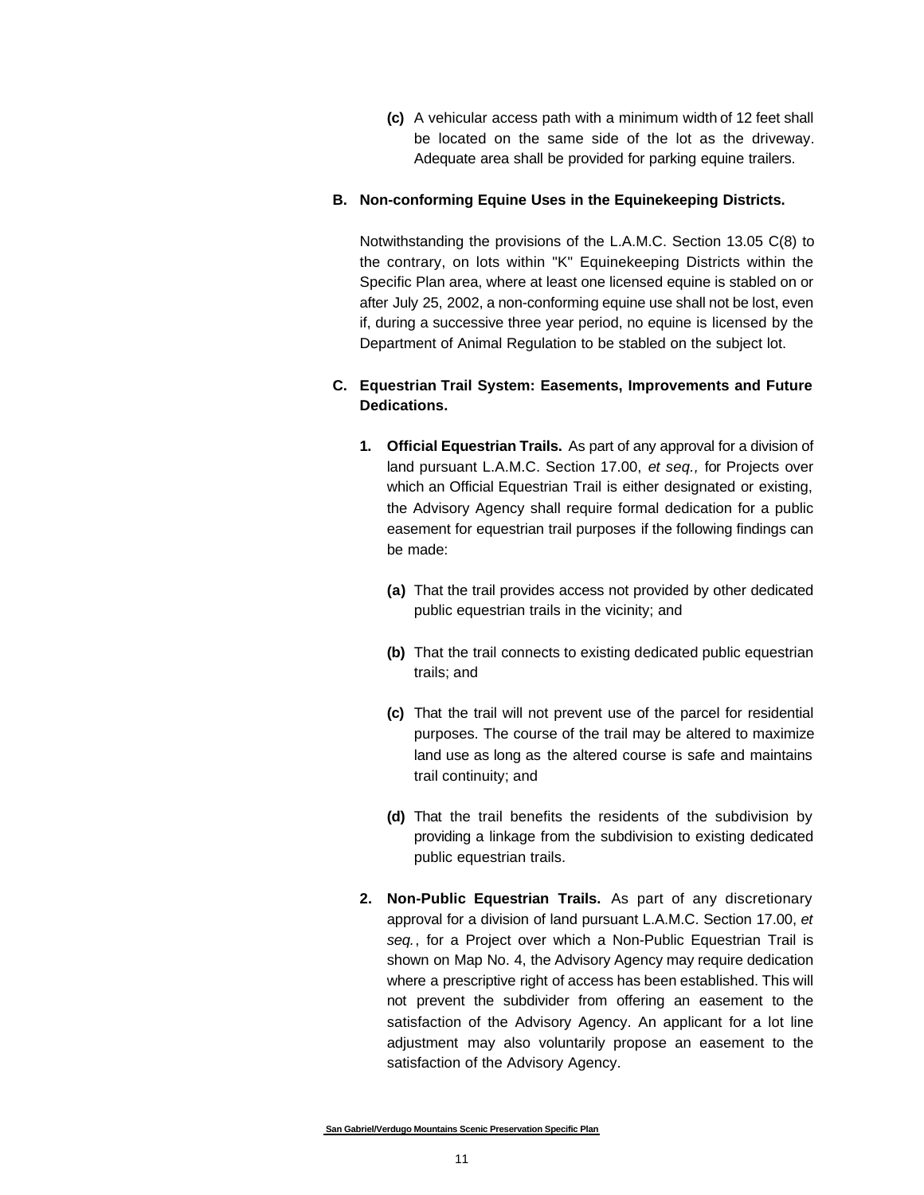**(c)** A vehicular access path with a minimum width of 12 feet shall be located on the same side of the lot as the driveway. Adequate area shall be provided for parking equine trailers.

**B. Non-conforming Equine Uses in the Equinekeeping Districts.**

Notwithstanding the provisions of the L.A.M.C. Section 13.05 C(8) to the contrary, on lots within "K" Equinekeeping Districts within the Specific Plan area, where at least one licensed equine is stabled on or after July 25, 2002, a non-conforming equine use shall not be lost, even if, during a successive three year period, no equine is licensed by the Department of Animal Regulation to be stabled on the subject lot.

**C. Equestrian Trail System: Easements, Improvements and Future Dedications.**

**1. Official Equestrian Trails.** As part of any approval for a division of land pursuant L.A.M.C. Section 17.00, *et seq.,* for Projects over which an Official Equestrian Trail is either designated or existing, the Advisory Agency shall require formal dedication for a public easement for equestrian trail purposes if the following findings can be made:

**(a)** That the trail provides access not provided by other dedicated public equestrian trails in the vicinity; and

**(b)** That the trail connects to existing dedicated public equestrian trails; and

**(c)** That the trail will not prevent use of the parcel for residential purposes. The course of the trail may be altered to maximize land use as long as the altered course is safe and maintains trail continuity; and

**(d)** That the trail benefits the residents of the subdivision by providing a linkage from the subdivision to existing dedicated public equestrian trails.

**2. Non-Public Equestrian Trails.** As part of any discretionary approval for a division of land pursuant L.A.M.C. Section 17.00, *et seq.*, for a Project over which a Non-Public Equestrian Trail is shown on Map No. 4, the Advisory Agency may require dedication where a prescriptive right of access has been established. This will not prevent the subdivider from offering an easement to the satisfaction of the Advisory Agency. An applicant for a lot line adjustment may also voluntarily propose an easement to the satisfaction of the Advisory Agency.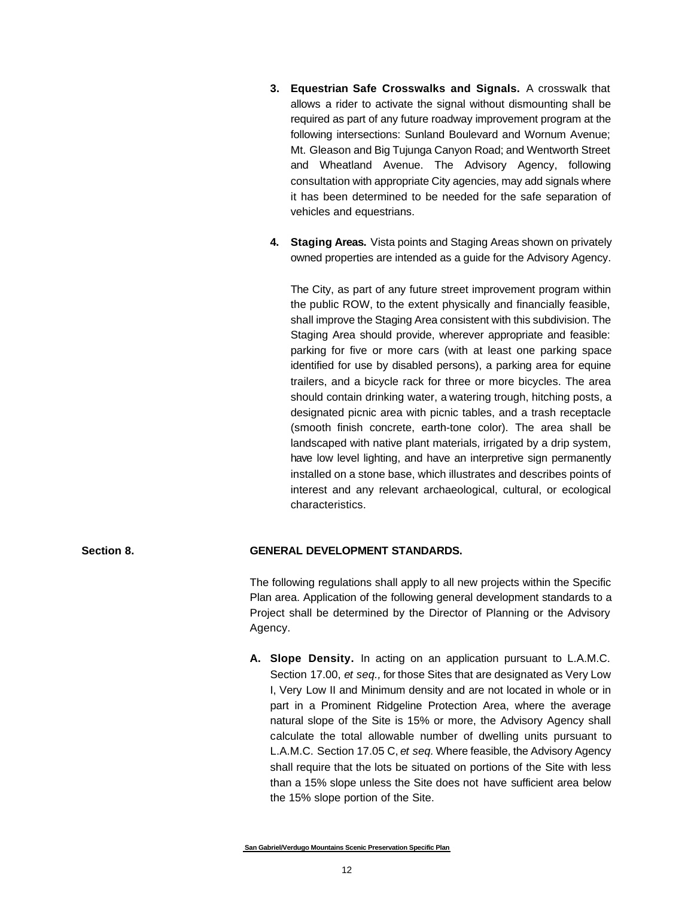3. **Equestrian Safe Crosswalks and Signals.** A crosswalk that allows a rider to activate the signal without dismounting shall be required as part of any future roadway improvement program at the following intersections: Sunland Boulevard and Wornum Avenue; Mt. Gleason and Big Tujunga Canyon Road; and Wentworth Street and Wheatland Avenue. The Advisory Agency, following consultation with appropriate City agencies, may add signals where it has been determined to be needed for the safe separation of vehicles and equestrians.

4. **Staging Areas.** Vista points and Staging Areas shown on privately owned properties are intended as a guide for the Advisory Agency.

   The City, as part of any future street improvement program within the public ROW, to the extent physically and financially feasible, shall improve the Staging Area consistent with this subdivision. The Staging Area should provide, wherever appropriate and feasible: parking for five or more cars (with at least one parking space identified for use by disabled persons), a parking area for equine trailers, and a bicycle rack for three or more bicycles. The area should contain drinking water, a watering trough, hitching posts, a designated picnic area with picnic tables, and a trash receptacle (smooth finish concrete, earth-tone color). The area shall be landscaped with native plant materials, irrigated by a drip system, have low level lighting, and have an interpretive sign permanently installed on a stone base, which illustrates and describes points of interest and any relevant archaeological, cultural, or ecological characteristics.

## Section 8. GENERAL DEVELOPMENT STANDARDS.

The following regulations shall apply to all new projects within the Specific Plan area. Application of the following general development standards to a Project shall be determined by the Director of Planning or the Advisory Agency.

**A. Slope Density.** In acting on an application pursuant to L.A.M.C. Section 17.00, *et seq.,* for those Sites that are designated as Very Low I, Very Low II and Minimum density and are not located in whole or in part in a Prominent Ridgeline Protection Area, where the average natural slope of the Site is 15% or more, the Advisory Agency shall calculate the total allowable number of dwelling units pursuant to L.A.M.C. Section 17.05 C, *et seq.* Where feasible, the Advisory Agency shall require that the lots be situated on portions of the Site with less than a 15% slope unless the Site does not have sufficient area below the 15% slope portion of the Site.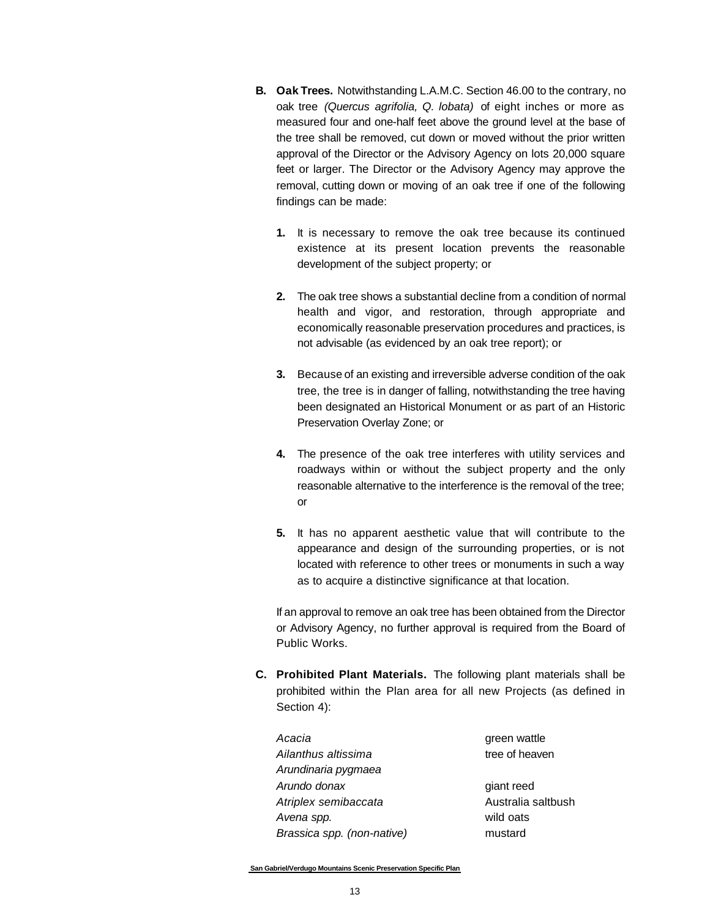**B. Oak Trees.** Notwithstanding L.A.M.C. Section 46.00 to the contrary, no oak tree *(Quercus agrifolia, Q. lobata)* of eight inches or more as measured four and one-half feet above the ground level at the base of the tree shall be removed, cut down or moved without the prior written approval of the Director or the Advisory Agency on lots 20,000 square feet or larger. The Director or the Advisory Agency may approve the removal, cutting down or moving of an oak tree if one of the following findings can be made:

1. It is necessary to remove the oak tree because its continued existence at its present location prevents the reasonable development of the subject property; or

2. The oak tree shows a substantial decline from a condition of normal health and vigor, and restoration, through appropriate and economically reasonable preservation procedures and practices, is not advisable (as evidenced by an oak tree report); or

3. Because of an existing and irreversible adverse condition of the oak tree, the tree is in danger of falling, notwithstanding the tree having been designated an Historical Monument or as part of an Historic Preservation Overlay Zone; or

4. The presence of the oak tree interferes with utility services and roadways within or without the subject property and the only reasonable alternative to the interference is the removal of the tree; or

5. It has no apparent aesthetic value that will contribute to the appearance and design of the surrounding properties, or is not located with reference to other trees or monuments in such a way as to acquire a distinctive significance at that location.

If an approval to remove an oak tree has been obtained from the Director or Advisory Agency, no further approval is required from the Board of Public Works.

**C. Prohibited Plant Materials.** The following plant materials shall be prohibited within the Plan area for all new Projects (as defined in Section 4):

| | |
|---|---|
| *Acacia* | green wattle |
| *Ailanthus altissima* | tree of heaven |
| *Arundinaria pygmaea* | |
| *Arundo donax* | giant reed |
| *Atriplex semibaccata* | Australia saltbush |
| *Avena spp.* | wild oats |
| *Brassica spp. (non-native)* | mustard |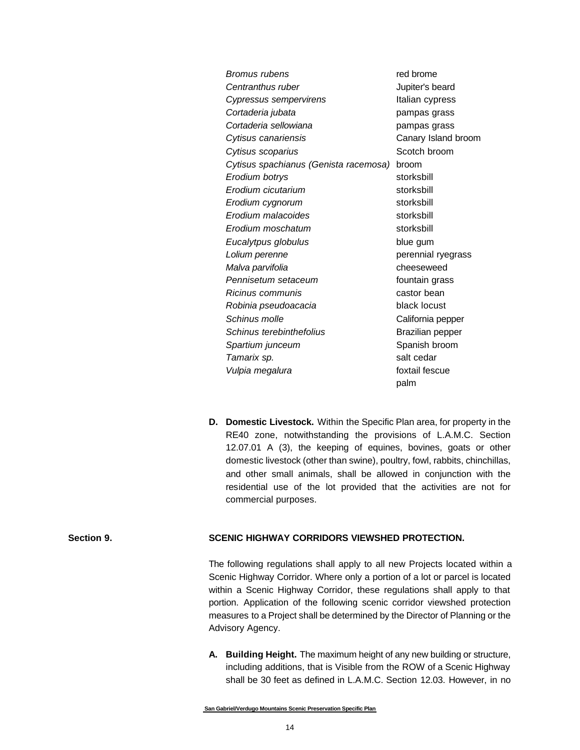| | |
|---|---|
| *Bromus rubens* | red brome |
| *Centranthus ruber* | Jupiter's beard |
| *Cypressus sempervirens* | Italian cypress |
| *Cortaderia jubata* | pampas grass |
| *Cortaderia sellowiana* | pampas grass |
| *Cytisus canariensis* | Canary Island broom |
| *Cytisus scoparius* | Scotch broom |
| *Cytisus spachianus (Genista racemosa)* | broom |
| *Erodium botrys* | storksbill |
| *Erodium cicutarium* | storksbill |
| *Erodium cygnorum* | storksbill |
| *Erodium malacoides* | storksbill |
| *Erodium moschatum* | storksbill |
| *Eucalytpus globulus* | blue gum |
| *Lolium perenne* | perennial ryegrass |
| *Malva parvifolia* | cheeseweed |
| *Pennisetum setaceum* | fountain grass |
| *Ricinus communis* | castor bean |
| *Robinia pseudoacacia* | black locust |
| *Schinus molle* | California pepper |
| *Schinus terebinthefolius* | Brazilian pepper |
| *Spartium junceum* | Spanish broom |
| *Tamarix sp.* | salt cedar |
| *Vulpia megalura* | foxtail fescue |
| | palm |

**D. Domestic Livestock.** Within the Specific Plan area, for property in the RE40 zone, notwithstanding the provisions of L.A.M.C. Section 12.07.01 A (3), the keeping of equines, bovines, goats or other domestic livestock (other than swine), poultry, fowl, rabbits, chinchillas, and other small animals, shall be allowed in conjunction with the residential use of the lot provided that the activities are not for commercial purposes.

## Section 9. SCENIC HIGHWAY CORRIDORS VIEWSHED PROTECTION.

The following regulations shall apply to all new Projects located within a Scenic Highway Corridor. Where only a portion of a lot or parcel is located within a Scenic Highway Corridor, these regulations shall apply to that portion. Application of the following scenic corridor viewshed protection measures to a Project shall be determined by the Director of Planning or the Advisory Agency.

**A. Building Height.** The maximum height of any new building or structure, including additions, that is Visible from the ROW of a Scenic Highway shall be 30 feet as defined in L.A.M.C. Section 12.03. However, in no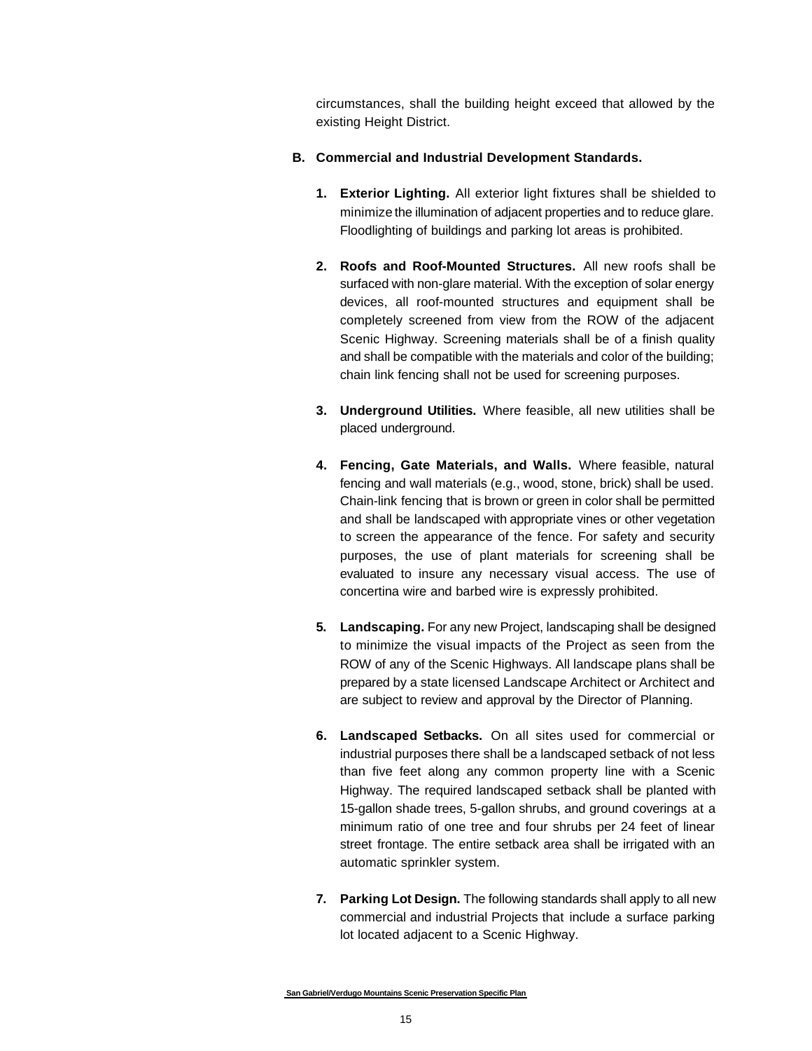circumstances, shall the building height exceed that allowed by the existing Height District.

**B. Commercial and Industrial Development Standards.**

1. **Exterior Lighting.** All exterior light fixtures shall be shielded to minimize the illumination of adjacent properties and to reduce glare. Floodlighting of buildings and parking lot areas is prohibited.

2. **Roofs and Roof-Mounted Structures.** All new roofs shall be surfaced with non-glare material. With the exception of solar energy devices, all roof-mounted structures and equipment shall be completely screened from view from the ROW of the adjacent Scenic Highway. Screening materials shall be of a finish quality and shall be compatible with the materials and color of the building; chain link fencing shall not be used for screening purposes.

3. **Underground Utilities.** Where feasible, all new utilities shall be placed underground.

4. **Fencing, Gate Materials, and Walls.** Where feasible, natural fencing and wall materials (e.g., wood, stone, brick) shall be used. Chain-link fencing that is brown or green in color shall be permitted and shall be landscaped with appropriate vines or other vegetation to screen the appearance of the fence. For safety and security purposes, the use of plant materials for screening shall be evaluated to insure any necessary visual access. The use of concertina wire and barbed wire is expressly prohibited.

5. **Landscaping.** For any new Project, landscaping shall be designed to minimize the visual impacts of the Project as seen from the ROW of any of the Scenic Highways. All landscape plans shall be prepared by a state licensed Landscape Architect or Architect and are subject to review and approval by the Director of Planning.

6. **Landscaped Setbacks.** On all sites used for commercial or industrial purposes there shall be a landscaped setback of not less than five feet along any common property line with a Scenic Highway. The required landscaped setback shall be planted with 15-gallon shade trees, 5-gallon shrubs, and ground coverings at a minimum ratio of one tree and four shrubs per 24 feet of linear street frontage. The entire setback area shall be irrigated with an automatic sprinkler system.

7. **Parking Lot Design.** The following standards shall apply to all new commercial and industrial Projects that include a surface parking lot located adjacent to a Scenic Highway.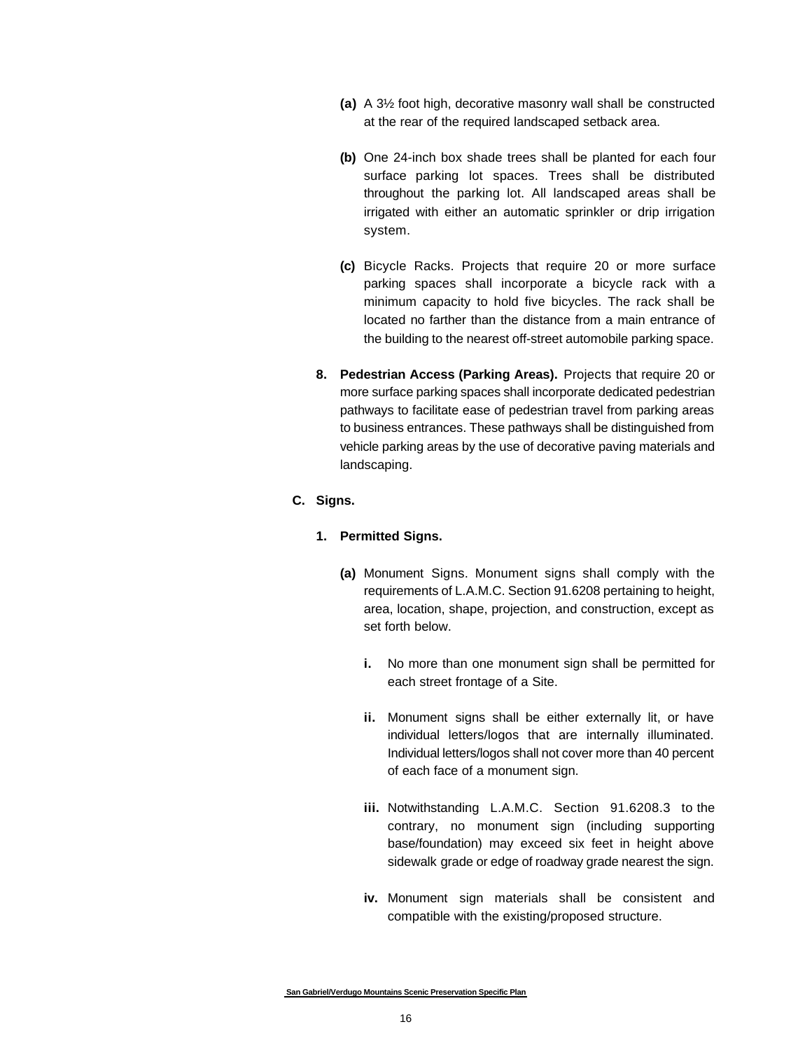**(a)** A 3½ foot high, decorative masonry wall shall be constructed at the rear of the required landscaped setback area.

**(b)** One 24-inch box shade trees shall be planted for each four surface parking lot spaces. Trees shall be distributed throughout the parking lot. All landscaped areas shall be irrigated with either an automatic sprinkler or drip irrigation system.

**(c)** Bicycle Racks. Projects that require 20 or more surface parking spaces shall incorporate a bicycle rack with a minimum capacity to hold five bicycles. The rack shall be located no farther than the distance from a main entrance of the building to the nearest off-street automobile parking space.

**8. Pedestrian Access (Parking Areas).** Projects that require 20 or more surface parking spaces shall incorporate dedicated pedestrian pathways to facilitate ease of pedestrian travel from parking areas to business entrances. These pathways shall be distinguished from vehicle parking areas by the use of decorative paving materials and landscaping.

**C. Signs.**

**1. Permitted Signs.**

**(a)** Monument Signs. Monument signs shall comply with the requirements of L.A.M.C. Section 91.6208 pertaining to height, area, location, shape, projection, and construction, except as set forth below.

**i.** No more than one monument sign shall be permitted for each street frontage of a Site.

**ii.** Monument signs shall be either externally lit, or have individual letters/logos that are internally illuminated. Individual letters/logos shall not cover more than 40 percent of each face of a monument sign.

**iii.** Notwithstanding L.A.M.C. Section 91.6208.3 to the contrary, no monument sign (including supporting base/foundation) may exceed six feet in height above sidewalk grade or edge of roadway grade nearest the sign.

**iv.** Monument sign materials shall be consistent and compatible with the existing/proposed structure.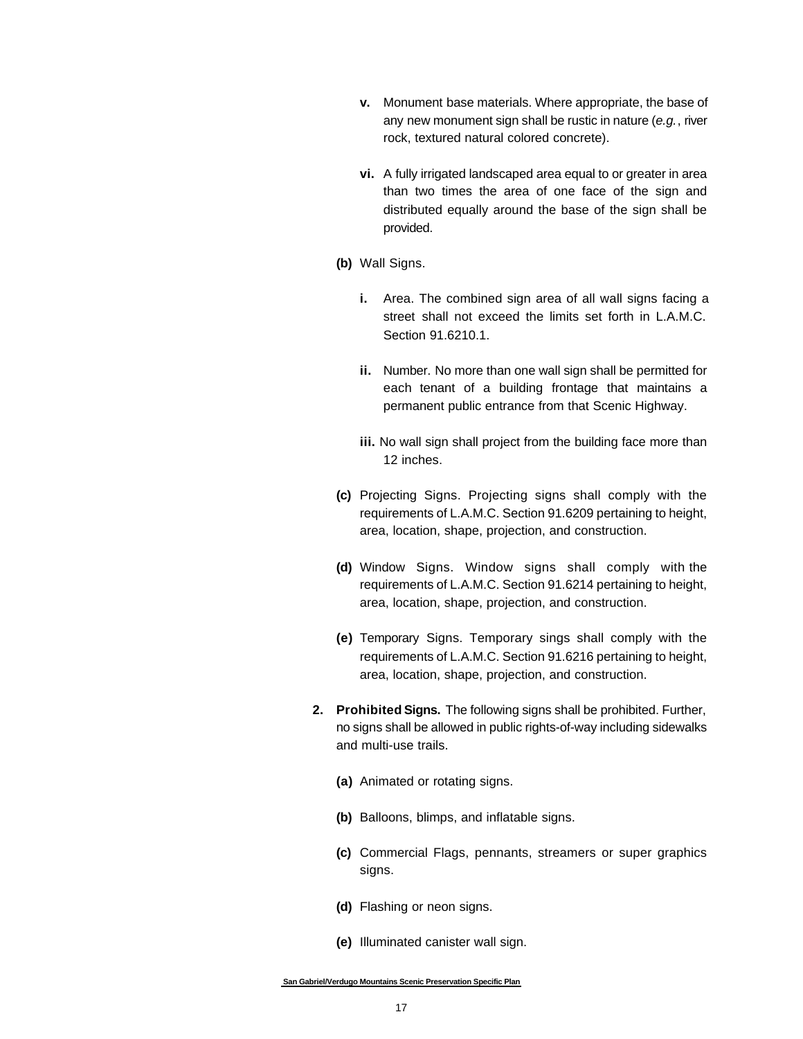- **v.** Monument base materials. Where appropriate, the base of any new monument sign shall be rustic in nature (*e.g.*, river rock, textured natural colored concrete).

- **vi.** A fully irrigated landscaped area equal to or greater in area than two times the area of one face of the sign and distributed equally around the base of the sign shall be provided.

**(b)** Wall Signs.

- **i.** Area. The combined sign area of all wall signs facing a street shall not exceed the limits set forth in L.A.M.C. Section 91.6210.1.

- **ii.** Number. No more than one wall sign shall be permitted for each tenant of a building frontage that maintains a permanent public entrance from that Scenic Highway.

- **iii.** No wall sign shall project from the building face more than 12 inches.

**(c)** Projecting Signs. Projecting signs shall comply with the requirements of L.A.M.C. Section 91.6209 pertaining to height, area, location, shape, projection, and construction.

**(d)** Window Signs. Window signs shall comply with the requirements of L.A.M.C. Section 91.6214 pertaining to height, area, location, shape, projection, and construction.

**(e)** Temporary Signs. Temporary sings shall comply with the requirements of L.A.M.C. Section 91.6216 pertaining to height, area, location, shape, projection, and construction.

**2. Prohibited Signs.** The following signs shall be prohibited. Further, no signs shall be allowed in public rights-of-way including sidewalks and multi-use trails.

**(a)** Animated or rotating signs.

**(b)** Balloons, blimps, and inflatable signs.

**(c)** Commercial Flags, pennants, streamers or super graphics signs.

**(d)** Flashing or neon signs.

**(e)** Illuminated canister wall sign.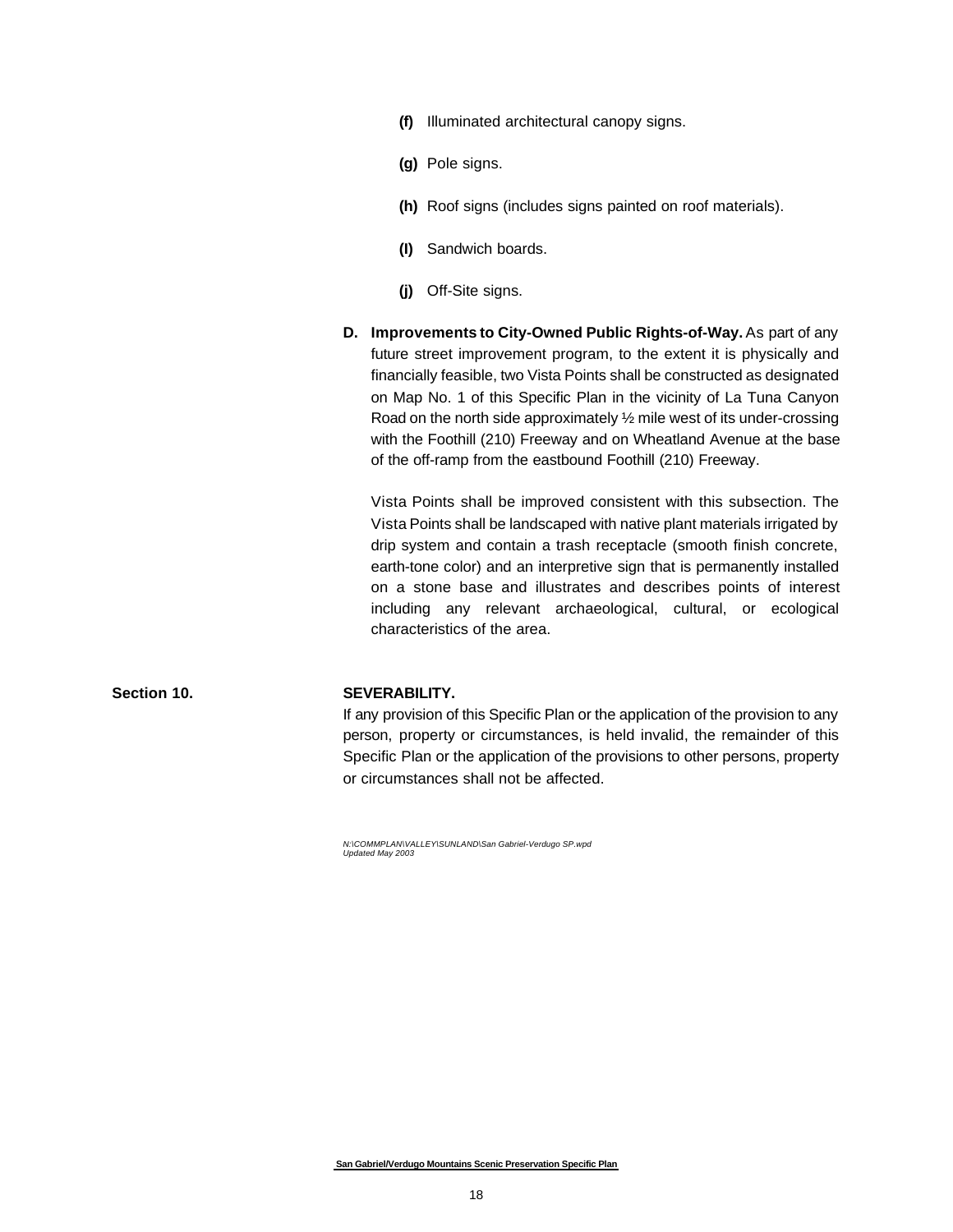**(f)** Illuminated architectural canopy signs.

**(g)** Pole signs.

**(h)** Roof signs (includes signs painted on roof materials).

**(I)** Sandwich boards.

**(j)** Off-Site signs.

**D. Improvements to City-Owned Public Rights-of-Way.** As part of any future street improvement program, to the extent it is physically and financially feasible, two Vista Points shall be constructed as designated on Map No. 1 of this Specific Plan in the vicinity of La Tuna Canyon Road on the north side approximately ½ mile west of its under-crossing with the Foothill (210) Freeway and on Wheatland Avenue at the base of the off-ramp from the eastbound Foothill (210) Freeway.

Vista Points shall be improved consistent with this subsection. The Vista Points shall be landscaped with native plant materials irrigated by drip system and contain a trash receptacle (smooth finish concrete, earth-tone color) and an interpretive sign that is permanently installed on a stone base and illustrates and describes points of interest including any relevant archaeological, cultural, or ecological characteristics of the area.

**Section 10. SEVERABILITY.**

If any provision of this Specific Plan or the application of the provision to any person, property or circumstances, is held invalid, the remainder of this Specific Plan or the application of the provisions to other persons, property or circumstances shall not be affected.

*N:\COMMPLAN\VALLEY\SUNLAND\San Gabriel-Verdugo SP.wpd*
*Updated May 2003*